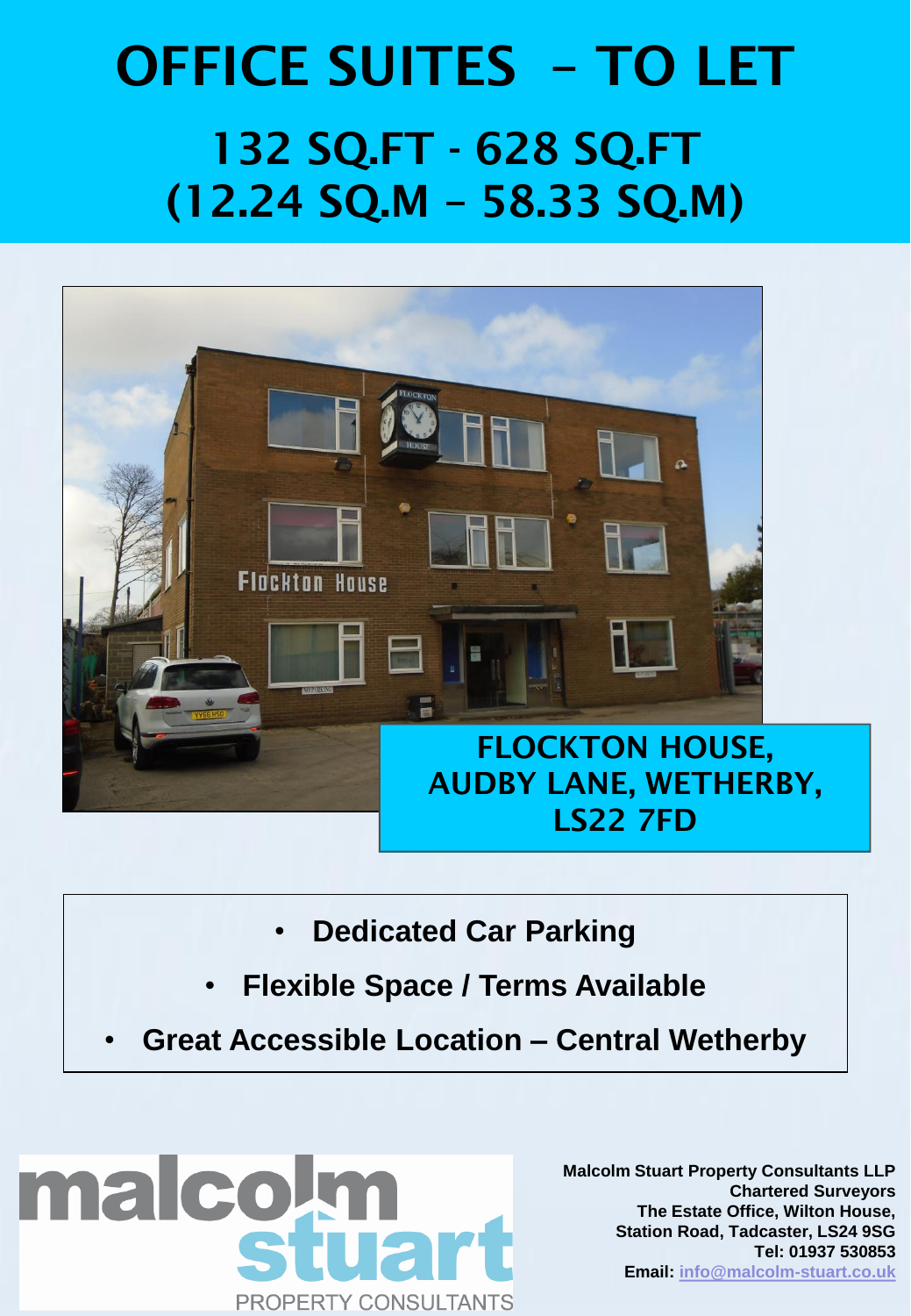# OFFICE SUITES – TO LET

## 132 SQ.FT - 628 SQ.FT (12.24 SQ.M – 58.33 SQ.M)

### FLOCKTON HOUSE, AUDBY LANE, WETHERBY, LS22 7FD

- **Dedicated Car Parking**
- **Flexible Space / Terms Available**
- **Great Accessible Location – Central Wetherby**

malcolm stuart
PROPERTY CONSULTANTS

**Malcolm Stuart Property Consultants LLP**
**Chartered Surveyors**
**The Estate Office, Wilton House,**
**Station Road, Tadcaster, LS24 9SG**
**Tel: 01937 530853**
**Email: info@malcolm-stuart.co.uk**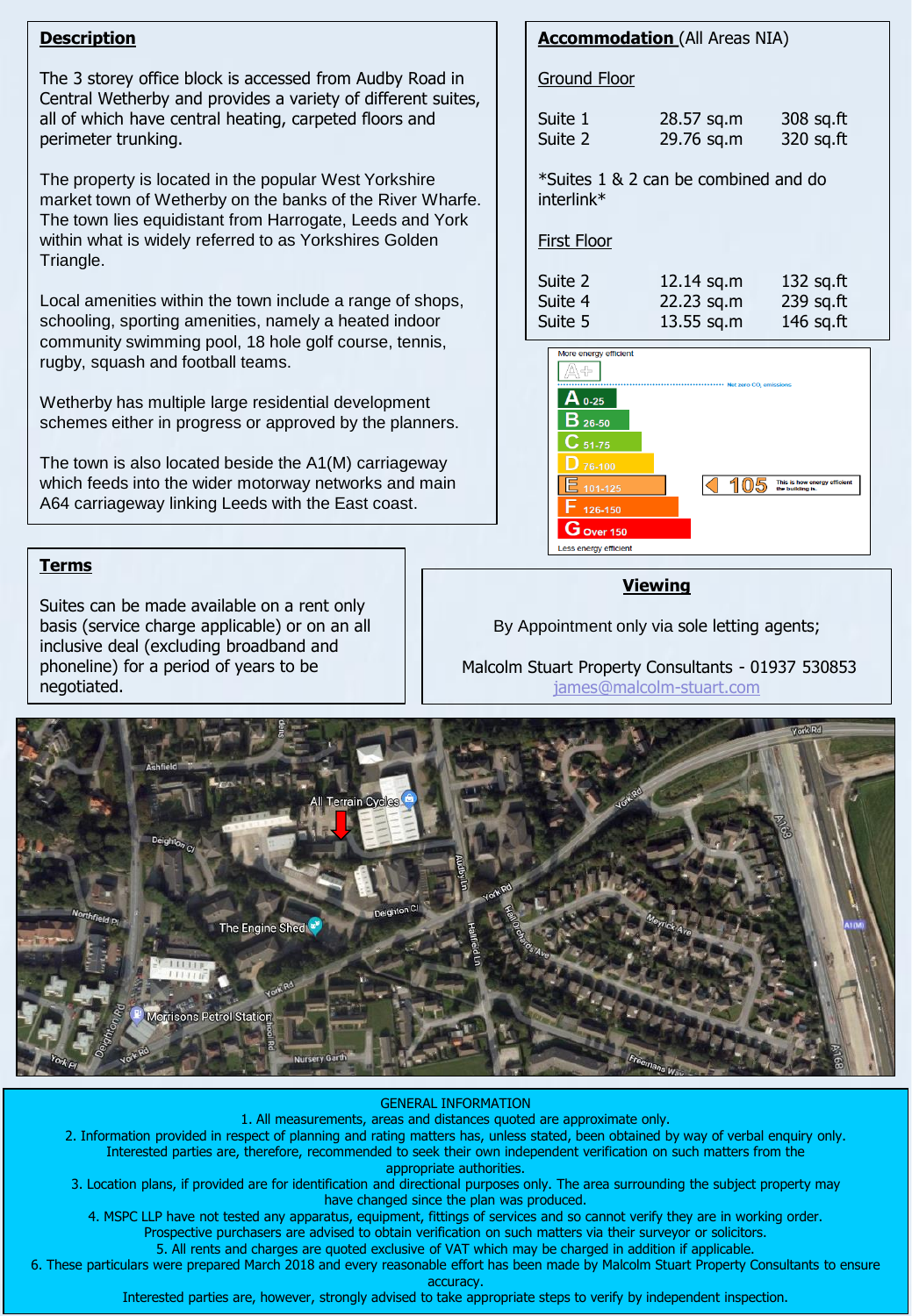## Description

The 3 storey office block is accessed from Audby Road in Central Wetherby and provides a variety of different suites, all of which have central heating, carpeted floors and perimeter trunking.

The property is located in the popular West Yorkshire market town of Wetherby on the banks of the River Wharfe. The town lies equidistant from Harrogate, Leeds and York within what is widely referred to as Yorkshires Golden Triangle.

Local amenities within the town include a range of shops, schooling, sporting amenities, namely a heated indoor community swimming pool, 18 hole golf course, tennis, rugby, squash and football teams.

Wetherby has multiple large residential development schemes either in progress or approved by the planners.

The town is also located beside the A1(M) carriageway which feeds into the wider motorway networks and main A64 carriageway linking Leeds with the East coast.

## Accommodation (All Areas NIA)

**Ground Floor**

| | | |
|---|---|---|
| Suite 1 | 28.57 sq.m | 308 sq.ft |
| Suite 2 | 29.76 sq.m | 320 sq.ft |

*Suites 1 & 2 can be combined and do interlink*

**First Floor**

| | | |
|---|---|---|
| Suite 2 | 12.14 sq.m | 132 sq.ft |
| Suite 4 | 22.23 sq.m | 239 sq.ft |
| Suite 5 | 13.55 sq.m | 146 sq.ft |

More energy efficient
A+
Net zero CO2 emissions
A 0-25
B 26-50
C 51-75
D 76-100
E 101-125
F 126-150
G Over 150
105 This is how energy efficient the building is.
Less energy efficient

## Terms

Suites can be made available on a rent only basis (service charge applicable) or on an all inclusive deal (excluding broadband and phoneline) for a period of years to be negotiated.

## Viewing

By Appointment only via sole letting agents;

Malcolm Stuart Property Consultants - 01937 530853
james@malcolm-stuart.com

York Rd
Ashfield
All Terrain Cycles
Deighton Cl
Audby Ln
Northfield Pl
The Engine Shed
Deighton Cl
York Rd
Hallfield Ln
Hallorchards Ave
Meyrick Ave
A168
A1(M)
Morrisons Petrol Station
Deighton Rd
School Rd
Nursery Garth
Freemans Way
York Pl

GENERAL INFORMATION

1. All measurements, areas and distances quoted are approximate only.
2. Information provided in respect of planning and rating matters has, unless stated, been obtained by way of verbal enquiry only. Interested parties are, therefore, recommended to seek their own independent verification on such matters from the appropriate authorities.
3. Location plans, if provided are for identification and directional purposes only. The area surrounding the subject property may have changed since the plan was produced.
4. MSPC LLP have not tested any apparatus, equipment, fittings of services and so cannot verify they are in working order. Prospective purchasers are advised to obtain verification on such matters via their surveyor or solicitors.
5. All rents and charges are quoted exclusive of VAT which may be charged in addition if applicable.
6. These particulars were prepared March 2018 and every reasonable effort has been made by Malcolm Stuart Property Consultants to ensure accuracy.
Interested parties are, however, strongly advised to take appropriate steps to verify by independent inspection.